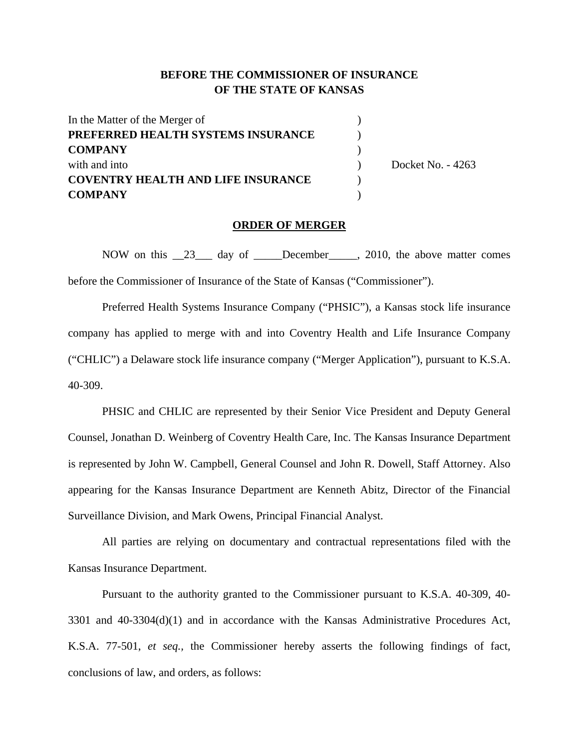**BEFORE THE COMMISSIONER OF INSURANCE**
**OF THE STATE OF KANSAS**

| | | |
|---|---|---|
| In the Matter of the Merger of | ) | |
| **PREFERRED HEALTH SYSTEMS INSURANCE** | ) | |
| **COMPANY** | ) | |
| with and into | ) | Docket No. - 4263 |
| **COVENTRY HEALTH AND LIFE INSURANCE** | ) | |
| **COMPANY** | ) | |

**ORDER OF MERGER**

NOW on this __23___ day of _____December_____, 2010, the above matter comes before the Commissioner of Insurance of the State of Kansas ("Commissioner").

Preferred Health Systems Insurance Company ("PHSIC"), a Kansas stock life insurance company has applied to merge with and into Coventry Health and Life Insurance Company ("CHLIC") a Delaware stock life insurance company ("Merger Application"), pursuant to K.S.A. 40-309.

PHSIC and CHLIC are represented by their Senior Vice President and Deputy General Counsel, Jonathan D. Weinberg of Coventry Health Care, Inc. The Kansas Insurance Department is represented by John W. Campbell, General Counsel and John R. Dowell, Staff Attorney. Also appearing for the Kansas Insurance Department are Kenneth Abitz, Director of the Financial Surveillance Division, and Mark Owens, Principal Financial Analyst.

All parties are relying on documentary and contractual representations filed with the Kansas Insurance Department.

Pursuant to the authority granted to the Commissioner pursuant to K.S.A. 40-309, 40-3301 and 40-3304(d)(1) and in accordance with the Kansas Administrative Procedures Act, K.S.A. 77-501, *et seq.*, the Commissioner hereby asserts the following findings of fact, conclusions of law, and orders, as follows: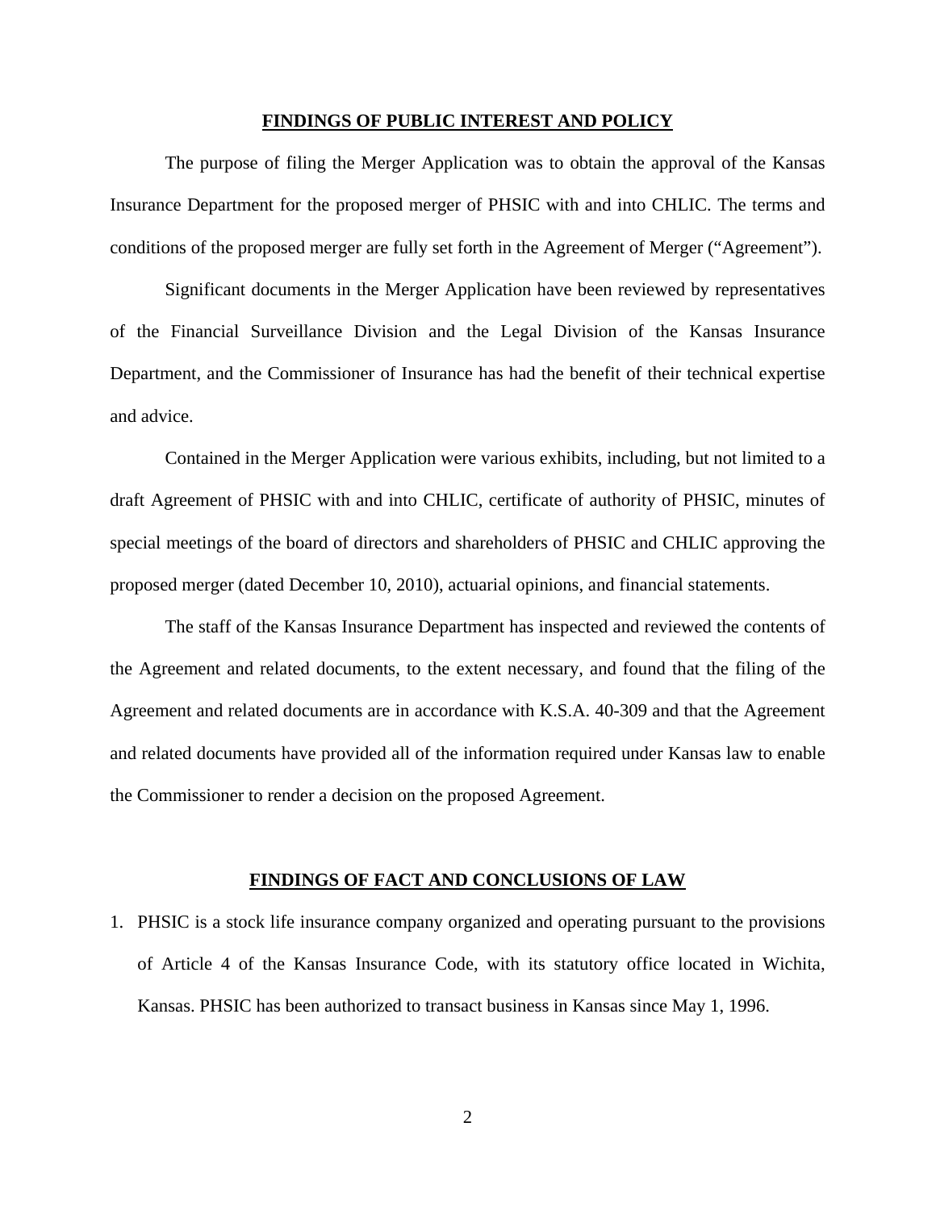## FINDINGS OF PUBLIC INTEREST AND POLICY

The purpose of filing the Merger Application was to obtain the approval of the Kansas Insurance Department for the proposed merger of PHSIC with and into CHLIC. The terms and conditions of the proposed merger are fully set forth in the Agreement of Merger ("Agreement").

Significant documents in the Merger Application have been reviewed by representatives of the Financial Surveillance Division and the Legal Division of the Kansas Insurance Department, and the Commissioner of Insurance has had the benefit of their technical expertise and advice.

Contained in the Merger Application were various exhibits, including, but not limited to a draft Agreement of PHSIC with and into CHLIC, certificate of authority of PHSIC, minutes of special meetings of the board of directors and shareholders of PHSIC and CHLIC approving the proposed merger (dated December 10, 2010), actuarial opinions, and financial statements.

The staff of the Kansas Insurance Department has inspected and reviewed the contents of the Agreement and related documents, to the extent necessary, and found that the filing of the Agreement and related documents are in accordance with K.S.A. 40-309 and that the Agreement and related documents have provided all of the information required under Kansas law to enable the Commissioner to render a decision on the proposed Agreement.

## FINDINGS OF FACT AND CONCLUSIONS OF LAW

1. PHSIC is a stock life insurance company organized and operating pursuant to the provisions of Article 4 of the Kansas Insurance Code, with its statutory office located in Wichita, Kansas. PHSIC has been authorized to transact business in Kansas since May 1, 1996.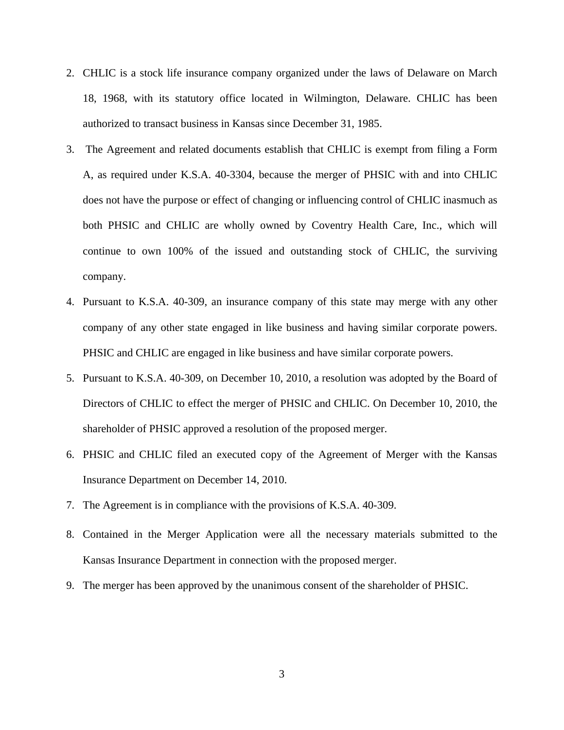2. CHLIC is a stock life insurance company organized under the laws of Delaware on March 18, 1968, with its statutory office located in Wilmington, Delaware. CHLIC has been authorized to transact business in Kansas since December 31, 1985.
3. The Agreement and related documents establish that CHLIC is exempt from filing a Form A, as required under K.S.A. 40-3304, because the merger of PHSIC with and into CHLIC does not have the purpose or effect of changing or influencing control of CHLIC inasmuch as both PHSIC and CHLIC are wholly owned by Coventry Health Care, Inc., which will continue to own 100% of the issued and outstanding stock of CHLIC, the surviving company.
4. Pursuant to K.S.A. 40-309, an insurance company of this state may merge with any other company of any other state engaged in like business and having similar corporate powers. PHSIC and CHLIC are engaged in like business and have similar corporate powers.
5. Pursuant to K.S.A. 40-309, on December 10, 2010, a resolution was adopted by the Board of Directors of CHLIC to effect the merger of PHSIC and CHLIC. On December 10, 2010, the shareholder of PHSIC approved a resolution of the proposed merger.
6. PHSIC and CHLIC filed an executed copy of the Agreement of Merger with the Kansas Insurance Department on December 14, 2010.
7. The Agreement is in compliance with the provisions of K.S.A. 40-309.
8. Contained in the Merger Application were all the necessary materials submitted to the Kansas Insurance Department in connection with the proposed merger.
9. The merger has been approved by the unanimous consent of the shareholder of PHSIC.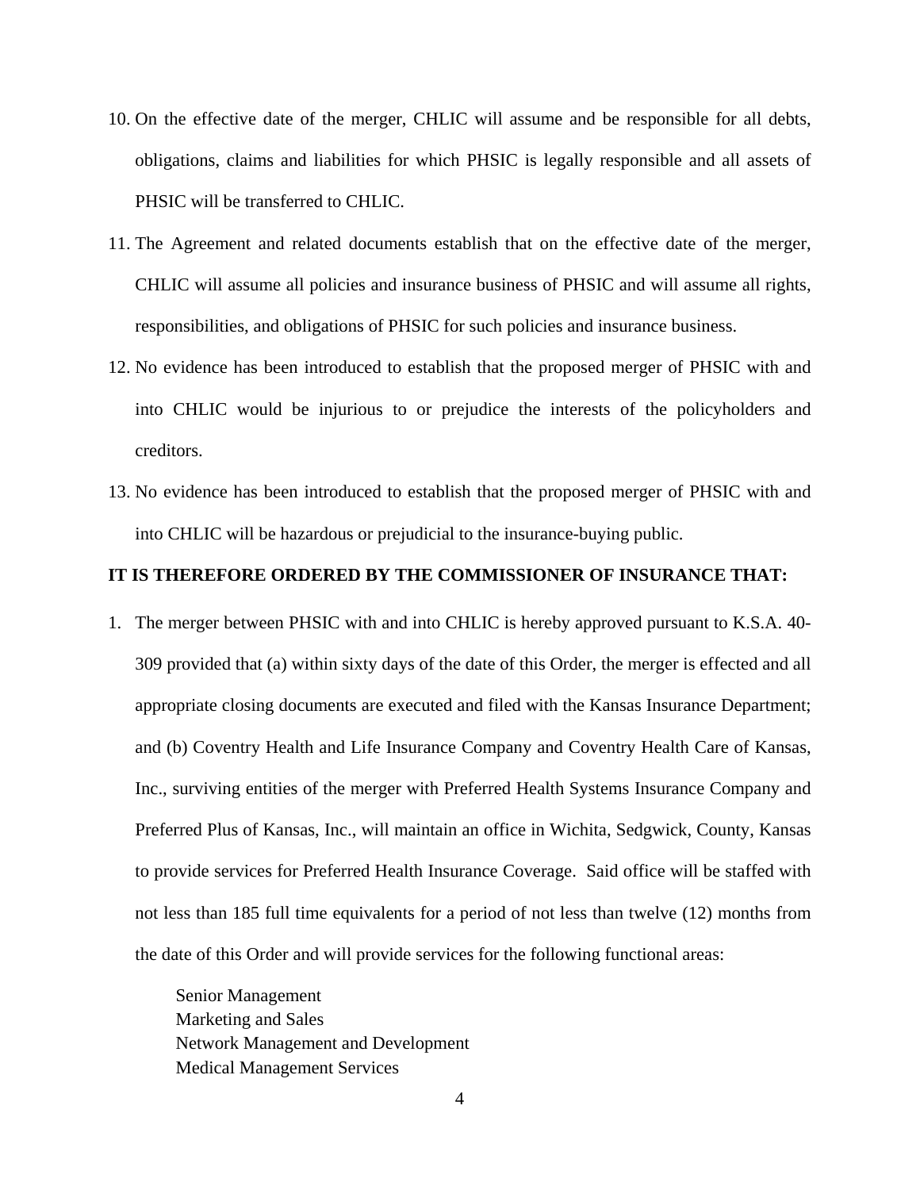10. On the effective date of the merger, CHLIC will assume and be responsible for all debts, obligations, claims and liabilities for which PHSIC is legally responsible and all assets of PHSIC will be transferred to CHLIC.

11. The Agreement and related documents establish that on the effective date of the merger, CHLIC will assume all policies and insurance business of PHSIC and will assume all rights, responsibilities, and obligations of PHSIC for such policies and insurance business.

12. No evidence has been introduced to establish that the proposed merger of PHSIC with and into CHLIC would be injurious to or prejudice the interests of the policyholders and creditors.

13. No evidence has been introduced to establish that the proposed merger of PHSIC with and into CHLIC will be hazardous or prejudicial to the insurance-buying public.

**IT IS THEREFORE ORDERED BY THE COMMISSIONER OF INSURANCE THAT:**

1. The merger between PHSIC with and into CHLIC is hereby approved pursuant to K.S.A. 40-309 provided that (a) within sixty days of the date of this Order, the merger is effected and all appropriate closing documents are executed and filed with the Kansas Insurance Department; and (b) Coventry Health and Life Insurance Company and Coventry Health Care of Kansas, Inc., surviving entities of the merger with Preferred Health Systems Insurance Company and Preferred Plus of Kansas, Inc., will maintain an office in Wichita, Sedgwick, County, Kansas to provide services for Preferred Health Insurance Coverage. Said office will be staffed with not less than 185 full time equivalents for a period of not less than twelve (12) months from the date of this Order and will provide services for the following functional areas:

   Senior Management
   Marketing and Sales
   Network Management and Development
   Medical Management Services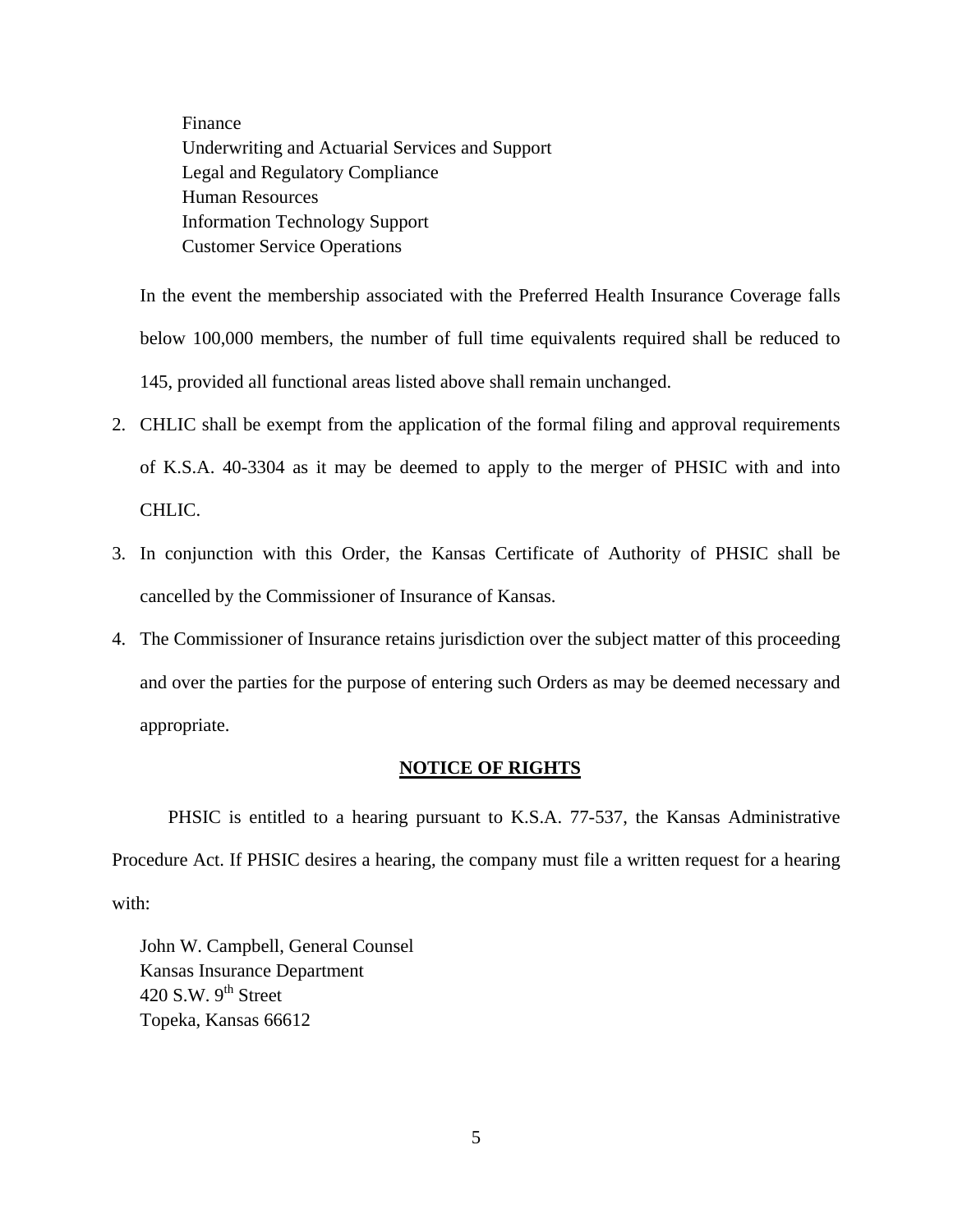Finance
Underwriting and Actuarial Services and Support
Legal and Regulatory Compliance
Human Resources
Information Technology Support
Customer Service Operations

In the event the membership associated with the Preferred Health Insurance Coverage falls below 100,000 members, the number of full time equivalents required shall be reduced to 145, provided all functional areas listed above shall remain unchanged.

2. CHLIC shall be exempt from the application of the formal filing and approval requirements of K.S.A. 40-3304 as it may be deemed to apply to the merger of PHSIC with and into CHLIC.
3. In conjunction with this Order, the Kansas Certificate of Authority of PHSIC shall be cancelled by the Commissioner of Insurance of Kansas.
4. The Commissioner of Insurance retains jurisdiction over the subject matter of this proceeding and over the parties for the purpose of entering such Orders as may be deemed necessary and appropriate.

## NOTICE OF RIGHTS

PHSIC is entitled to a hearing pursuant to K.S.A. 77-537, the Kansas Administrative Procedure Act. If PHSIC desires a hearing, the company must file a written request for a hearing with:

John W. Campbell, General Counsel
Kansas Insurance Department
420 S.W. 9th Street
Topeka, Kansas 66612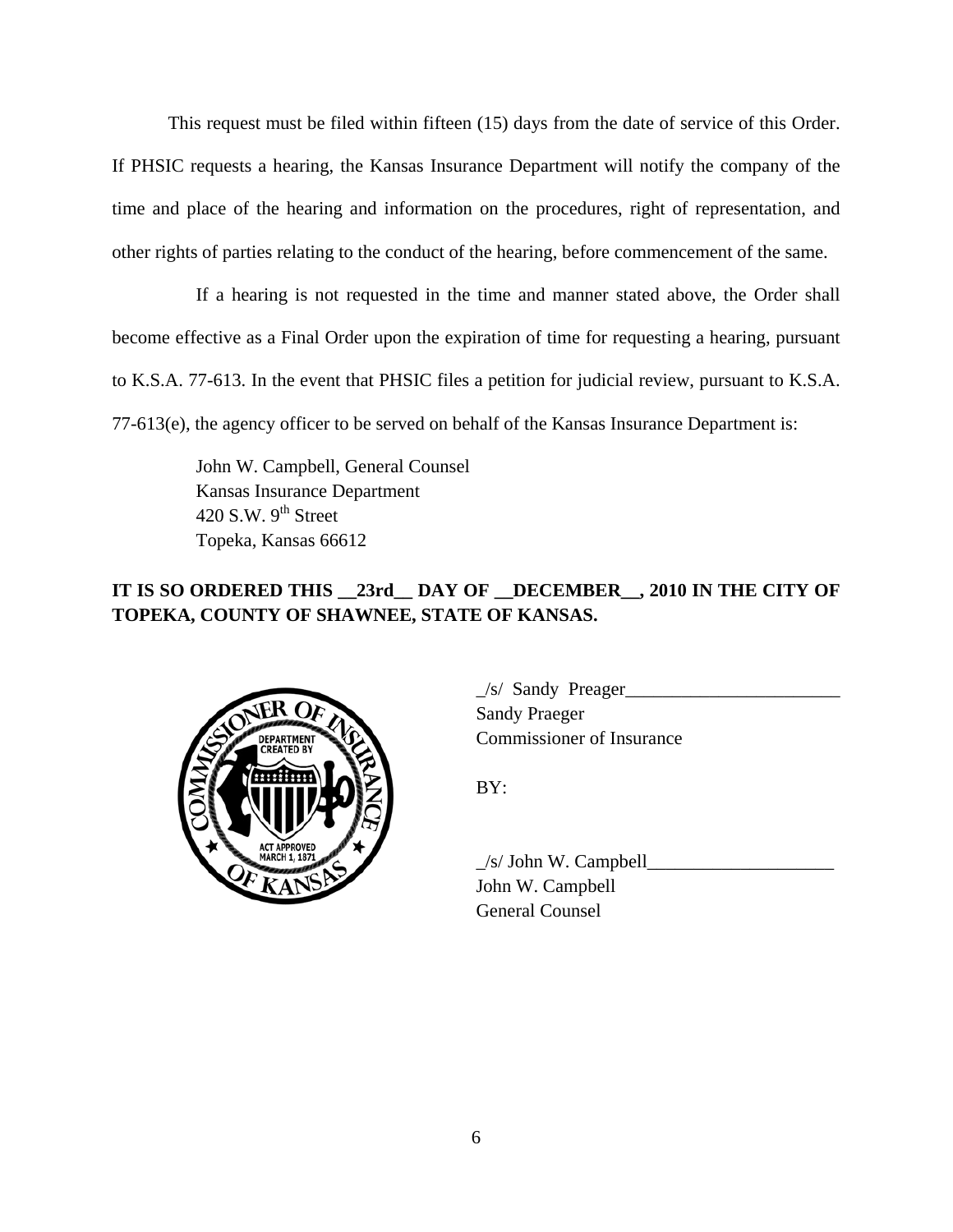This request must be filed within fifteen (15) days from the date of service of this Order. If PHSIC requests a hearing, the Kansas Insurance Department will notify the company of the time and place of the hearing and information on the procedures, right of representation, and other rights of parties relating to the conduct of the hearing, before commencement of the same.

If a hearing is not requested in the time and manner stated above, the Order shall become effective as a Final Order upon the expiration of time for requesting a hearing, pursuant to K.S.A. 77-613. In the event that PHSIC files a petition for judicial review, pursuant to K.S.A. 77-613(e), the agency officer to be served on behalf of the Kansas Insurance Department is:

John W. Campbell, General Counsel
Kansas Insurance Department
420 S.W. 9th Street
Topeka, Kansas 66612

**IT IS SO ORDERED THIS __23rd__ DAY OF __DECEMBER__, 2010 IN THE CITY OF TOPEKA, COUNTY OF SHAWNEE, STATE OF KANSAS.**

_/s/ Sandy Preager_______________________
Sandy Praeger
Commissioner of Insurance

BY:

_/s/ John W. Campbell____________________
John W. Campbell
General Counsel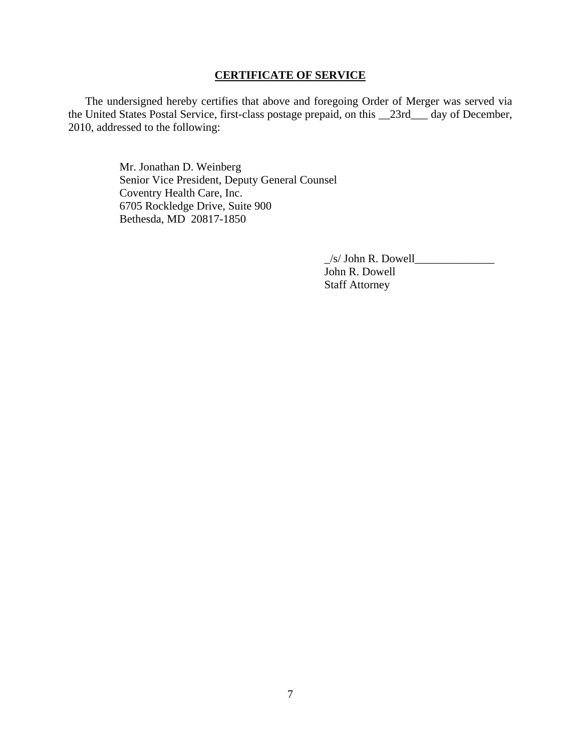**CERTIFICATE OF SERVICE**

The undersigned hereby certifies that above and foregoing Order of Merger was served via the United States Postal Service, first-class postage prepaid, on this __23rd___ day of December, 2010, addressed to the following:

Mr. Jonathan D. Weinberg
Senior Vice President, Deputy General Counsel
Coventry Health Care, Inc.
6705 Rockledge Drive, Suite 900
Bethesda, MD 20817-1850

_/s/ John R. Dowell______________
John R. Dowell
Staff Attorney